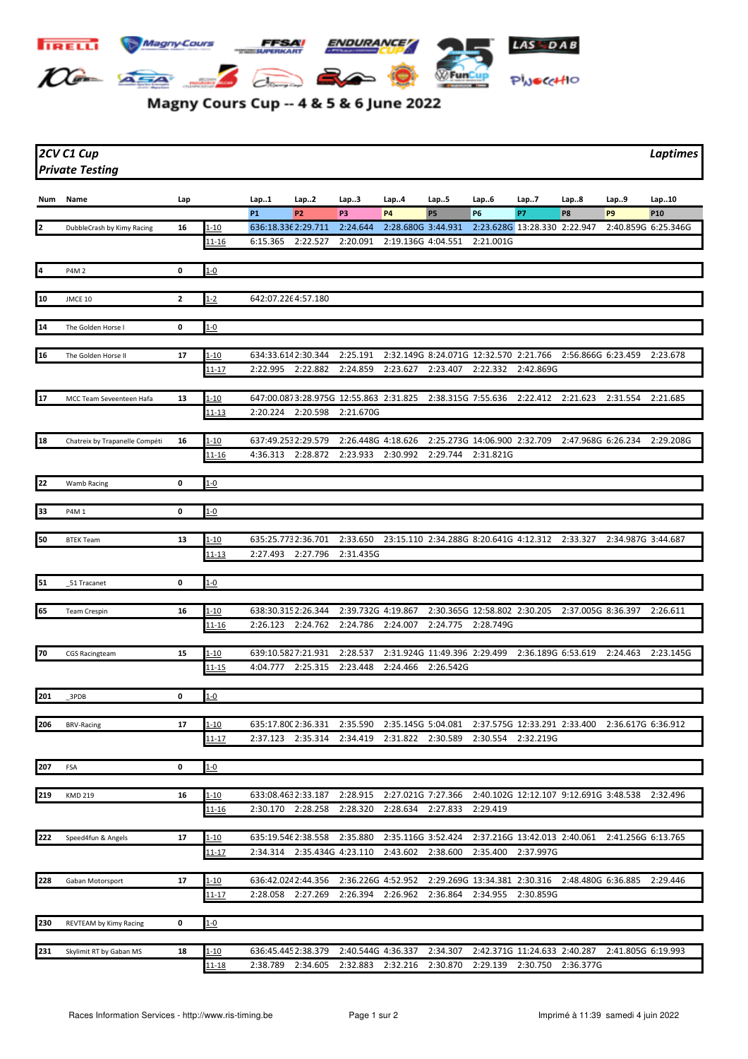# Magny Cours Cup -- 4 & 5 & 6 June 2022

**2CV C1 Cup** — ***Laptimes***

***Private Testing***

| Num | Name | Lap | | Lap..1 | Lap..2 | Lap..3 | Lap..4 | Lap..5 | Lap..6 | Lap..7 | Lap..8 | Lap..9 | Lap..10 |
|---|---|---|---|---|---|---|---|---|---|---|---|---|---|
| | | | | P1 | P2 | P3 | P4 | P5 | P6 | P7 | P8 | P9 | P10 |
| 2 | DubbleCrash by Kimy Racing | 16 | 1-10 | 636:18.336 | 2:29.711 | 2:24.644 | 2:28.680G | 3:44.931 | 2:23.628G | 13:28.330 | 2:22.947 | 2:40.859G | 6:25.346G |
| | | | 11-16 | 6:15.365 | 2:22.527 | 2:20.091 | 2:19.136G | 4:04.551 | 2:21.001G | | | | |
| 4 | P4M 2 | 0 | 1-0 | | | | | | | | | | |
| 10 | JMCE 10 | 2 | 1-2 | 642:07.226 | 4:57.180 | | | | | | | | |
| 14 | The Golden Horse I | 0 | 1-0 | | | | | | | | | | |
| 16 | The Golden Horse II | 17 | 1-10 | 634:33.614 | 2:30.344 | 2:25.191 | 2:32.149G | 8:24.071G | 12:32.570 | 2:21.766 | 2:56.866G | 6:23.459 | 2:23.678 |
| | | | 11-17 | 2:22.995 | 2:22.882 | 2:24.859 | 2:23.627 | 2:23.407 | 2:22.332 | 2:42.869G | | | |
| 17 | MCC Team Seveenteen Hafa | 13 | 1-10 | 647:00.087 | 3:28.975G | 12:55.863 | 2:31.825 | 2:38.315G | 7:55.636 | 2:22.412 | 2:21.623 | 2:31.554 | 2:21.685 |
| | | | 11-13 | 2:20.224 | 2:20.598 | 2:21.670G | | | | | | | |
| 18 | Chatreix by Trapanelle Compéti | 16 | 1-10 | 637:49.253 | 2:29.579 | 2:26.448G | 4:18.626 | 2:25.273G | 14:06.900 | 2:32.709 | 2:47.968G | 6:26.234 | 2:29.208G |
| | | | 11-16 | 4:36.313 | 2:28.872 | 2:23.933 | 2:30.992 | 2:29.744 | 2:31.821G | | | | |
| 22 | Wamb Racing | 0 | 1-0 | | | | | | | | | | |
| 33 | P4M 1 | 0 | 1-0 | | | | | | | | | | |
| 50 | BTEK Team | 13 | 1-10 | 635:25.773 | 2:36.701 | 2:33.650 | 23:15.110 | 2:34.288G | 8:20.641G | 4:12.312 | 2:33.327 | 2:34.987G | 3:44.687 |
| | | | 11-13 | 2:27.493 | 2:27.796 | 2:31.435G | | | | | | | |
| 51 | _51 Tracanet | 0 | 1-0 | | | | | | | | | | |
| 65 | Team Crespin | 16 | 1-10 | 638:30.315 | 2:26.344 | 2:39.732G | 4:19.867 | 2:30.365G | 12:58.802 | 2:30.205 | 2:37.005G | 8:36.397 | 2:26.611 |
| | | | 11-16 | 2:26.123 | 2:24.762 | 2:24.786 | 2:24.007 | 2:24.775 | 2:28.749G | | | | |
| 70 | CGS Racingteam | 15 | 1-10 | 639:10.582 | 7:21.931 | 2:28.537 | 2:31.924G | 11:49.396 | 2:29.499 | 2:36.189G | 6:53.619 | 2:24.463 | 2:23.145G |
| | | | 11-15 | 4:04.777 | 2:25.315 | 2:23.448 | 2:24.466 | 2:26.542G | | | | | |
| 201 | _3PDB | 0 | 1-0 | | | | | | | | | | |
| 206 | BRV-Racing | 17 | 1-10 | 635:17.800 | 2:36.331 | 2:35.590 | 2:35.145G | 5:04.081 | 2:37.575G | 12:33.291 | 2:33.400 | 2:36.617G | 6:36.912 |
| | | | 11-17 | 2:37.123 | 2:35.314 | 2:34.419 | 2:31.822 | 2:30.589 | 2:30.554 | 2:32.219G | | | |
| 207 | FSA | 0 | 1-0 | | | | | | | | | | |
| 219 | KMD 219 | 16 | 1-10 | 633:08.463 | 2:33.187 | 2:28.915 | 2:27.021G | 7:27.366 | 2:40.102G | 12:12.107 | 9:12.691G | 3:48.538 | 2:32.496 |
| | | | 11-16 | 2:30.170 | 2:28.258 | 2:28.320 | 2:28.634 | 2:27.833 | 2:29.419 | | | | |
| 222 | Speed4fun & Angels | 17 | 1-10 | 635:19.546 | 2:38.558 | 2:35.880 | 2:35.116G | 3:52.424 | 2:37.216G | 13:42.013 | 2:40.061 | 2:41.256G | 6:13.765 |
| | | | 11-17 | 2:34.314 | 2:35.434G | 4:23.110 | 2:43.602 | 2:38.600 | 2:35.400 | 2:37.997G | | | |
| 228 | Gaban Motorsport | 17 | 1-10 | 636:42.024 | 2:44.356 | 2:36.226G | 4:52.952 | 2:29.269G | 13:34.381 | 2:30.316 | 2:48.480G | 6:36.885 | 2:29.446 |
| | | | 11-17 | 2:28.058 | 2:27.269 | 2:26.394 | 2:26.962 | 2:36.864 | 2:34.955 | 2:30.859G | | | |
| 230 | REVTEAM by Kimy Racing | 0 | 1-0 | | | | | | | | | | |
| 231 | Skylimit RT by Gaban MS | 18 | 1-10 | 636:45.445 | 2:38.379 | 2:40.544G | 4:36.337 | 2:34.307 | 2:42.371G | 11:24.633 | 2:40.287 | 2:41.805G | 6:19.993 |
| | | | 11-18 | 2:38.789 | 2:34.605 | 2:32.883 | 2:32.216 | 2:30.870 | 2:29.139 | 2:30.750 | 2:36.377G | | |

Races Information Services - http://www.ris-timing.be — Imprimé à 11:39 samedi 4 juin 2022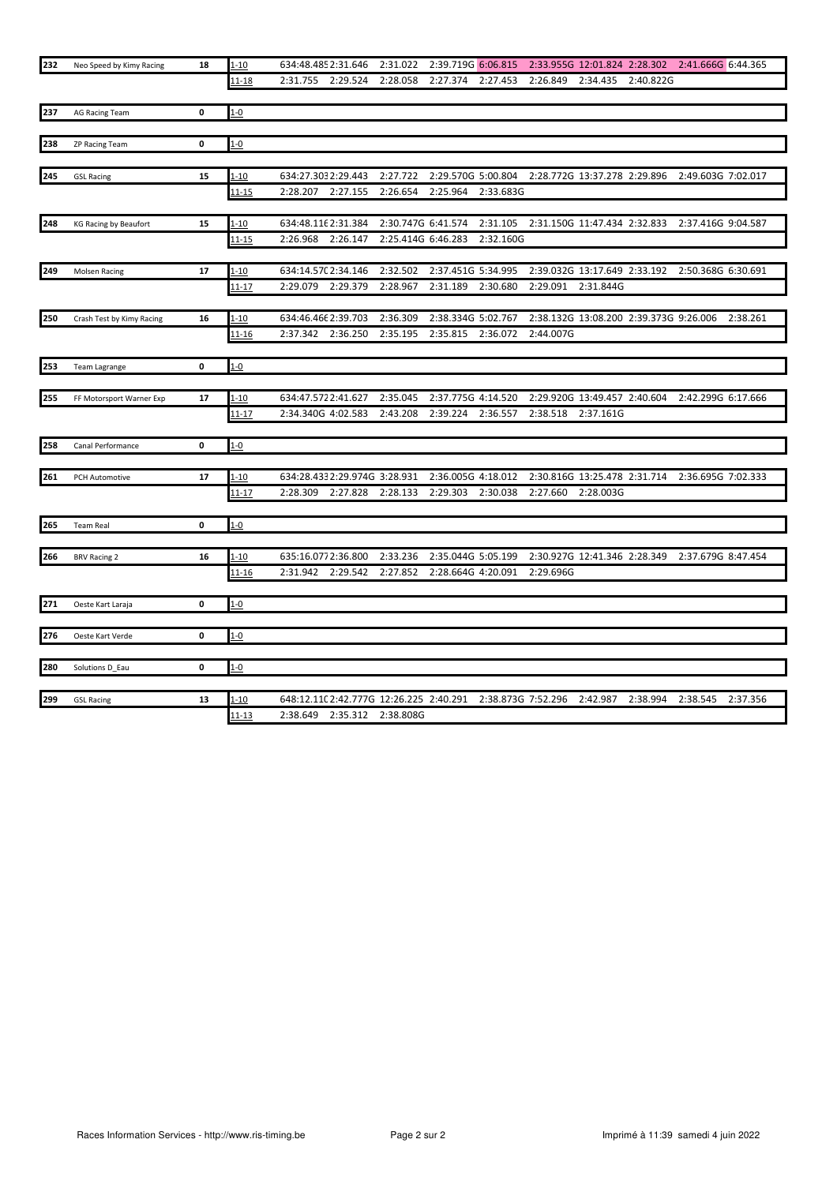| | | | | | | | | | | | | | | |
|---|---|---|---|---|---|---|---|---|---|---|---|---|---|---|
| 232 | Neo Speed by Kimy Racing | 18 | 1-10 | 634:48.485 | 2:31.646 | 2:31.022 | 2:39.719G | 6:06.815 | 2:33.955G | 12:01.824 | 2:28.302 | 2:41.666G | 6:44.365 |
| | | | 11-18 | 2:31.755 | 2:29.524 | 2:28.058 | 2:27.374 | 2:27.453 | 2:26.849 | 2:34.435 | 2:40.822G | | |
| 237 | AG Racing Team | 0 | 1-0 | | | | | | | | | | |
| 238 | ZP Racing Team | 0 | 1-0 | | | | | | | | | | |
| 245 | GSL Racing | 15 | 1-10 | 634:27.303 | 2:29.443 | 2:27.722 | 2:29.570G | 5:00.804 | 2:28.772G | 13:37.278 | 2:29.896 | 2:49.603G | 7:02.017 |
| | | | 11-15 | 2:28.207 | 2:27.155 | 2:26.654 | 2:25.964 | 2:33.683G | | | | | |
| 248 | KG Racing by Beaufort | 15 | 1-10 | 634:48.116 | 2:31.384 | 2:30.747G | 6:41.574 | 2:31.105 | 2:31.150G | 11:47.434 | 2:32.833 | 2:37.416G | 9:04.587 |
| | | | 11-15 | 2:26.968 | 2:26.147 | 2:25.414G | 6:46.283 | 2:32.160G | | | | | |
| 249 | Molsen Racing | 17 | 1-10 | 634:14.570 | 2:34.146 | 2:32.502 | 2:37.451G | 5:34.995 | 2:39.032G | 13:17.649 | 2:33.192 | 2:50.368G | 6:30.691 |
| | | | 11-17 | 2:29.079 | 2:29.379 | 2:28.967 | 2:31.189 | 2:30.680 | 2:29.091 | 2:31.844G | | | |
| 250 | Crash Test by Kimy Racing | 16 | 1-10 | 634:46.466 | 2:39.703 | 2:36.309 | 2:38.334G | 5:02.767 | 2:38.132G | 13:08.200 | 2:39.373G | 9:26.006 | 2:38.261 |
| | | | 11-16 | 2:37.342 | 2:36.250 | 2:35.195 | 2:35.815 | 2:36.072 | 2:44.007G | | | | |
| 253 | Team Lagrange | 0 | 1-0 | | | | | | | | | | |
| 255 | FF Motorsport Warner Exp | 17 | 1-10 | 634:47.572 | 2:41.627 | 2:35.045 | 2:37.775G | 4:14.520 | 2:29.920G | 13:49.457 | 2:40.604 | 2:42.299G | 6:17.666 |
| | | | 11-17 | 2:34.340G | 4:02.583 | 2:43.208 | 2:39.224 | 2:36.557 | 2:38.518 | 2:37.161G | | | |
| 258 | Canal Performance | 0 | 1-0 | | | | | | | | | | |
| 261 | PCH Automotive | 17 | 1-10 | 634:28.433 | 2:29.974G | 3:28.931 | 2:36.005G | 4:18.012 | 2:30.816G | 13:25.478 | 2:31.714 | 2:36.695G | 7:02.333 |
| | | | 11-17 | 2:28.309 | 2:27.828 | 2:28.133 | 2:29.303 | 2:30.038 | 2:27.660 | 2:28.003G | | | |
| 265 | Team Real | 0 | 1-0 | | | | | | | | | | |
| 266 | BRV Racing 2 | 16 | 1-10 | 635:16.077 | 2:36.800 | 2:33.236 | 2:35.044G | 5:05.199 | 2:30.927G | 12:41.346 | 2:28.349 | 2:37.679G | 8:47.454 |
| | | | 11-16 | 2:31.942 | 2:29.542 | 2:27.852 | 2:28.664G | 4:20.091 | 2:29.696G | | | | |
| 271 | Oeste Kart Laraja | 0 | 1-0 | | | | | | | | | | |
| 276 | Oeste Kart Verde | 0 | 1-0 | | | | | | | | | | |
| 280 | Solutions D_Eau | 0 | 1-0 | | | | | | | | | | |
| 299 | GSL Racing | 13 | 1-10 | 648:12.110 | 2:42.777G | 12:26.225 | 2:40.291 | 2:38.873G | 7:52.296 | 2:42.987 | 2:38.994 | 2:38.545 | 2:37.356 |
| | | | 11-13 | 2:38.649 | 2:35.312 | 2:38.808G | | | | | | | |

Races Information Services - http://www.ris-timing.be Imprimé à 11:39 samedi 4 juin 2022